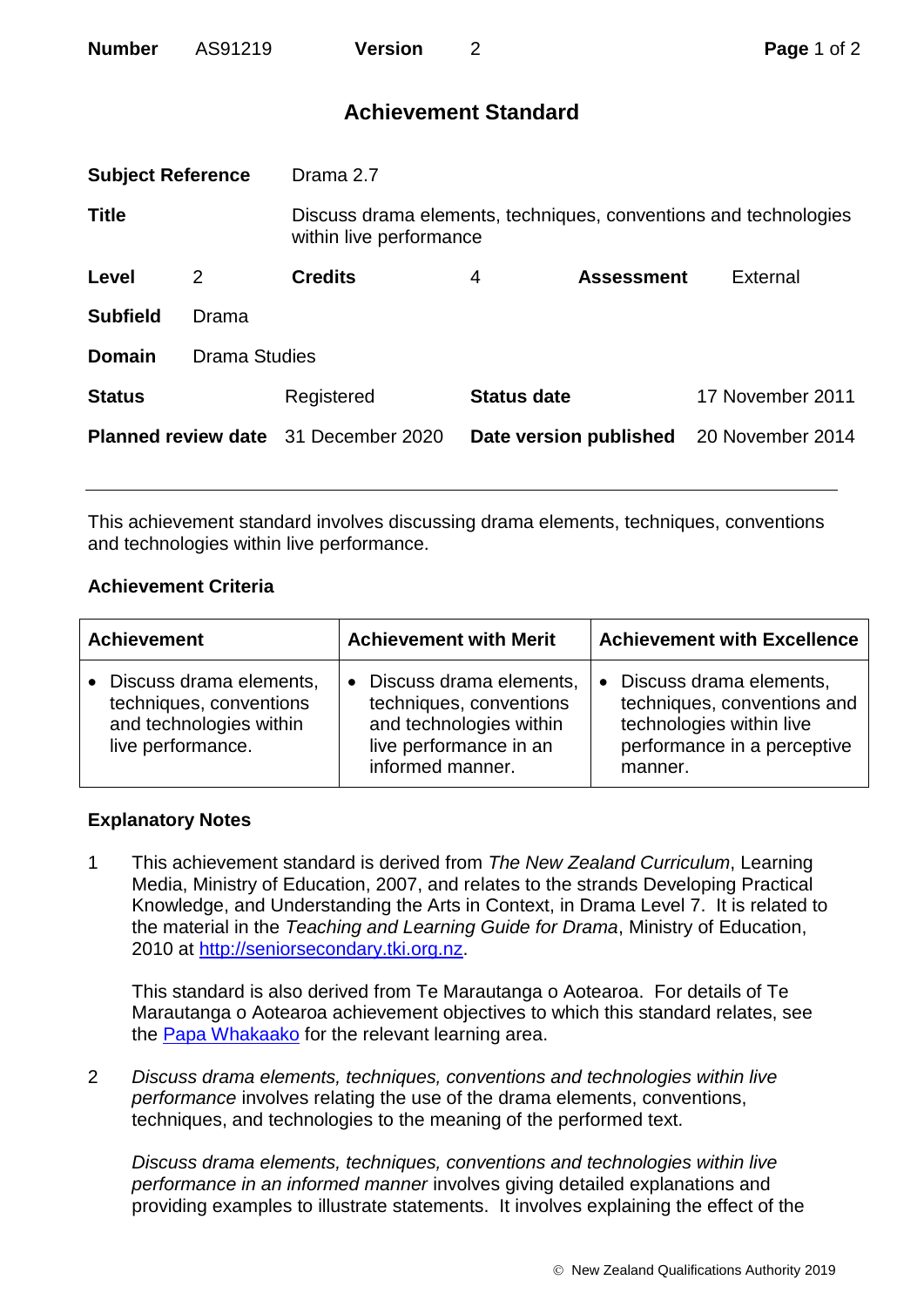| **Number** | AS91219 | **Version** | 2 |
|---|---|---|---|

# Achievement Standard

| | | | | | |
|---|---|---|---|---|---|
| **Subject Reference** | | Drama 2.7 | | | |
| **Title** | | Discuss drama elements, techniques, conventions and technologies within live performance | | | |
| **Level** | 2 | **Credits** | 4 | **Assessment** | External |
| **Subfield** | Drama | | | | |
| **Domain** | Drama Studies | | | | |
| **Status** | | Registered | **Status date** | | 17 November 2011 |
| **Planned review date** | | 31 December 2020 | **Date version published** | | 20 November 2014 |

This achievement standard involves discussing drama elements, techniques, conventions and technologies within live performance.

## Achievement Criteria

| Achievement | Achievement with Merit | Achievement with Excellence |
|---|---|---|
| • Discuss drama elements, techniques, conventions and technologies within live performance. | • Discuss drama elements, techniques, conventions and technologies within live performance in an informed manner. | • Discuss drama elements, techniques, conventions and technologies within live performance in a perceptive manner. |

## Explanatory Notes

1 This achievement standard is derived from *The New Zealand Curriculum*, Learning Media, Ministry of Education, 2007, and relates to the strands Developing Practical Knowledge, and Understanding the Arts in Context, in Drama Level 7. It is related to the material in the *Teaching and Learning Guide for Drama*, Ministry of Education, 2010 at http://seniorsecondary.tki.org.nz.

This standard is also derived from Te Marautanga o Aotearoa. For details of Te Marautanga o Aotearoa achievement objectives to which this standard relates, see the Papa Whakaako for the relevant learning area.

2 *Discuss drama elements, techniques, conventions and technologies within live performance* involves relating the use of the drama elements, conventions, techniques, and technologies to the meaning of the performed text.

*Discuss drama elements, techniques, conventions and technologies within live performance in an informed manner* involves giving detailed explanations and providing examples to illustrate statements. It involves explaining the effect of the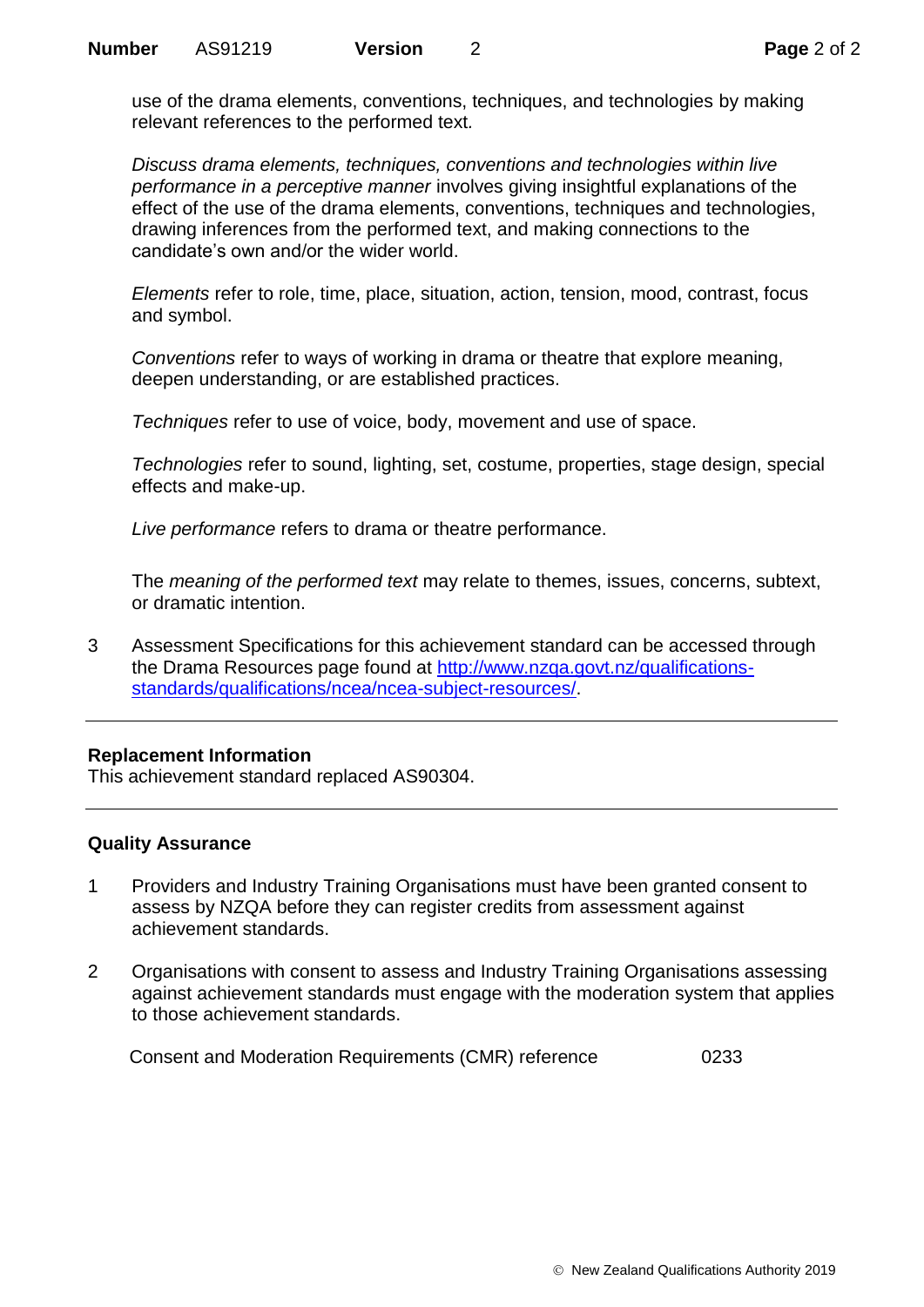use of the drama elements, conventions, techniques, and technologies by making relevant references to the performed text.

*Discuss drama elements, techniques, conventions and technologies within live performance in a perceptive manner* involves giving insightful explanations of the effect of the use of the drama elements, conventions, techniques and technologies, drawing inferences from the performed text, and making connections to the candidate's own and/or the wider world.

*Elements* refer to role, time, place, situation, action, tension, mood, contrast, focus and symbol.

*Conventions* refer to ways of working in drama or theatre that explore meaning, deepen understanding, or are established practices.

*Techniques* refer to use of voice, body, movement and use of space.

*Technologies* refer to sound, lighting, set, costume, properties, stage design, special effects and make-up.

*Live performance* refers to drama or theatre performance.

The *meaning of the performed text* may relate to themes, issues, concerns, subtext, or dramatic intention.

3. Assessment Specifications for this achievement standard can be accessed through the Drama Resources page found at [http://www.nzqa.govt.nz/qualifications-standards/qualifications/ncea/ncea-subject-resources/](http://www.nzqa.govt.nz/qualifications-standards/qualifications/ncea/ncea-subject-resources/).

---

**Replacement Information**

This achievement standard replaced AS90304.

---

**Quality Assurance**

1. Providers and Industry Training Organisations must have been granted consent to assess by NZQA before they can register credits from assessment against achievement standards.

2. Organisations with consent to assess and Industry Training Organisations assessing against achievement standards must engage with the moderation system that applies to those achievement standards.

Consent and Moderation Requirements (CMR) reference 0233

© New Zealand Qualifications Authority 2019